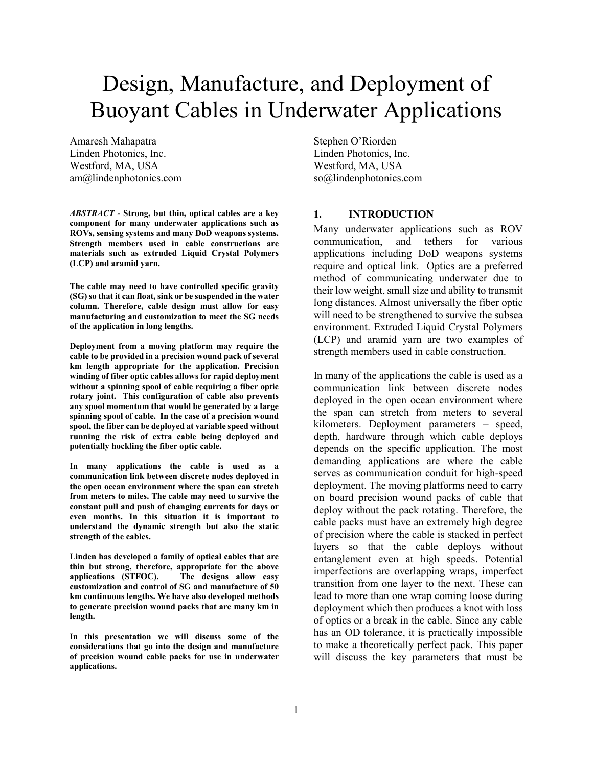# Design, Manufacture, and Deployment of Buoyant Cables in Underwater Applications

Amaresh Mahapatra
Linden Photonics, Inc.
Westford, MA, USA
am@lindenphotonics.com

Stephen O'Riorden
Linden Photonics, Inc.
Westford, MA, USA
so@lindenphotonics.com

***ABSTRACT* - Strong, but thin, optical cables are a key component for many underwater applications such as ROVs, sensing systems and many DoD weapons systems. Strength members used in cable constructions are materials such as extruded Liquid Crystal Polymers (LCP) and aramid yarn.**

**The cable may need to have controlled specific gravity (SG) so that it can float, sink or be suspended in the water column. Therefore, cable design must allow for easy manufacturing and customization to meet the SG needs of the application in long lengths.**

**Deployment from a moving platform may require the cable to be provided in a precision wound pack of several km length appropriate for the application. Precision winding of fiber optic cables allows for rapid deployment without a spinning spool of cable requiring a fiber optic rotary joint. This configuration of cable also prevents any spool momentum that would be generated by a large spinning spool of cable. In the case of a precision wound spool, the fiber can be deployed at variable speed without running the risk of extra cable being deployed and potentially hockling the fiber optic cable.**

**In many applications the cable is used as a communication link between discrete nodes deployed in the open ocean environment where the span can stretch from meters to miles. The cable may need to survive the constant pull and push of changing currents for days or even months. In this situation it is important to understand the dynamic strength but also the static strength of the cables.**

**Linden has developed a family of optical cables that are thin but strong, therefore, appropriate for the above applications (STFOC). The designs allow easy customization and control of SG and manufacture of 50 km continuous lengths. We have also developed methods to generate precision wound packs that are many km in length.**

**In this presentation we will discuss some of the considerations that go into the design and manufacture of precision wound cable packs for use in underwater applications.**

## 1. INTRODUCTION

Many underwater applications such as ROV communication, and tethers for various applications including DoD weapons systems require and optical link. Optics are a preferred method of communicating underwater due to their low weight, small size and ability to transmit long distances. Almost universally the fiber optic will need to be strengthened to survive the subsea environment. Extruded Liquid Crystal Polymers (LCP) and aramid yarn are two examples of strength members used in cable construction.

In many of the applications the cable is used as a communication link between discrete nodes deployed in the open ocean environment where the span can stretch from meters to several kilometers. Deployment parameters – speed, depth, hardware through which cable deploys depends on the specific application. The most demanding applications are where the cable serves as communication conduit for high-speed deployment. The moving platforms need to carry on board precision wound packs of cable that deploy without the pack rotating. Therefore, the cable packs must have an extremely high degree of precision where the cable is stacked in perfect layers so that the cable deploys without entanglement even at high speeds. Potential imperfections are overlapping wraps, imperfect transition from one layer to the next. These can lead to more than one wrap coming loose during deployment which then produces a knot with loss of optics or a break in the cable. Since any cable has an OD tolerance, it is practically impossible to make a theoretically perfect pack. This paper will discuss the key parameters that must be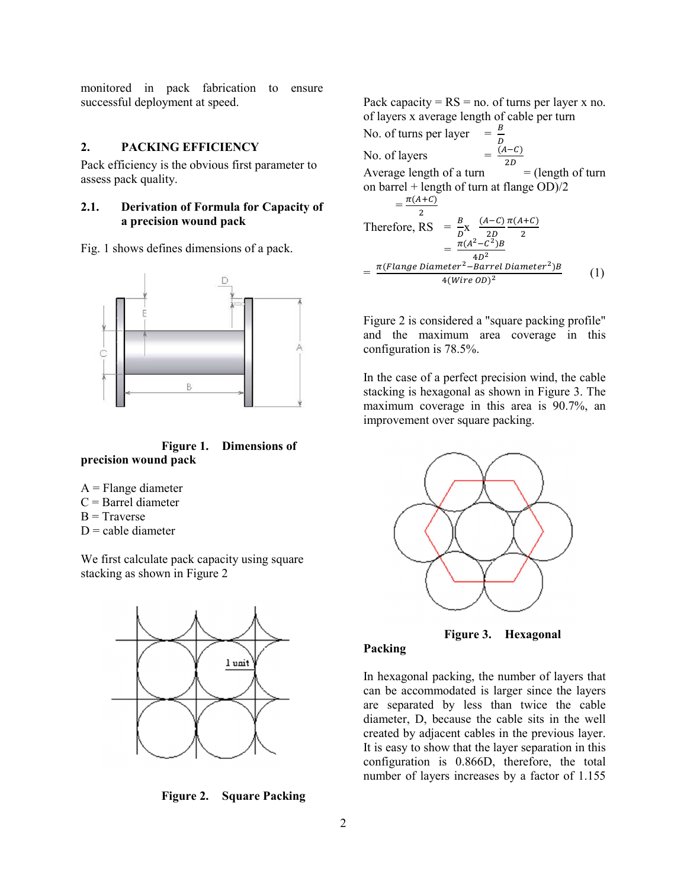monitored in pack fabrication to ensure successful deployment at speed.

## 2. PACKING EFFICIENCY

Pack efficiency is the obvious first parameter to assess pack quality.

### 2.1. Derivation of Formula for Capacity of a precision wound pack

Fig. 1 shows defines dimensions of a pack.

**Figure 1. Dimensions of precision wound pack**

A = Flange diameter
C = Barrel diameter
B = Traverse
D = cable diameter

We first calculate pack capacity using square stacking as shown in Figure 2

**Figure 2. Square Packing**

Pack capacity = RS = no. of turns per layer x no. of layers x average length of cable per turn

No. of turns per layer $= \frac{B}{D}$

No. of layers $= \frac{(A-C)}{2D}$

Average length of a turn = (length of turn on barrel + length of turn at flange OD)/2

$$= \frac{\pi(A+C)}{2}$$

$$\text{Therefore, RS} = \frac{B}{D} \text{x} \frac{(A-C)}{2D} \frac{\pi(A+C)}{2}$$

$$= \frac{\pi(A^2-C^2)B}{4D^2}$$

$$= \frac{\pi(Flange\ Diameter^2 - Barrel\ Diameter^2)B}{4(Wire\ OD)^2} \quad (1)$$

Figure 2 is considered a "square packing profile" and the maximum area coverage in this configuration is 78.5%.

In the case of a perfect precision wind, the cable stacking is hexagonal as shown in Figure 3. The maximum coverage in this area is 90.7%, an improvement over square packing.

**Figure 3. Hexagonal Packing**

In hexagonal packing, the number of layers that can be accommodated is larger since the layers are separated by less than twice the cable diameter, D, because the cable sits in the well created by adjacent cables in the previous layer. It is easy to show that the layer separation in this configuration is 0.866D, therefore, the total number of layers increases by a factor of 1.155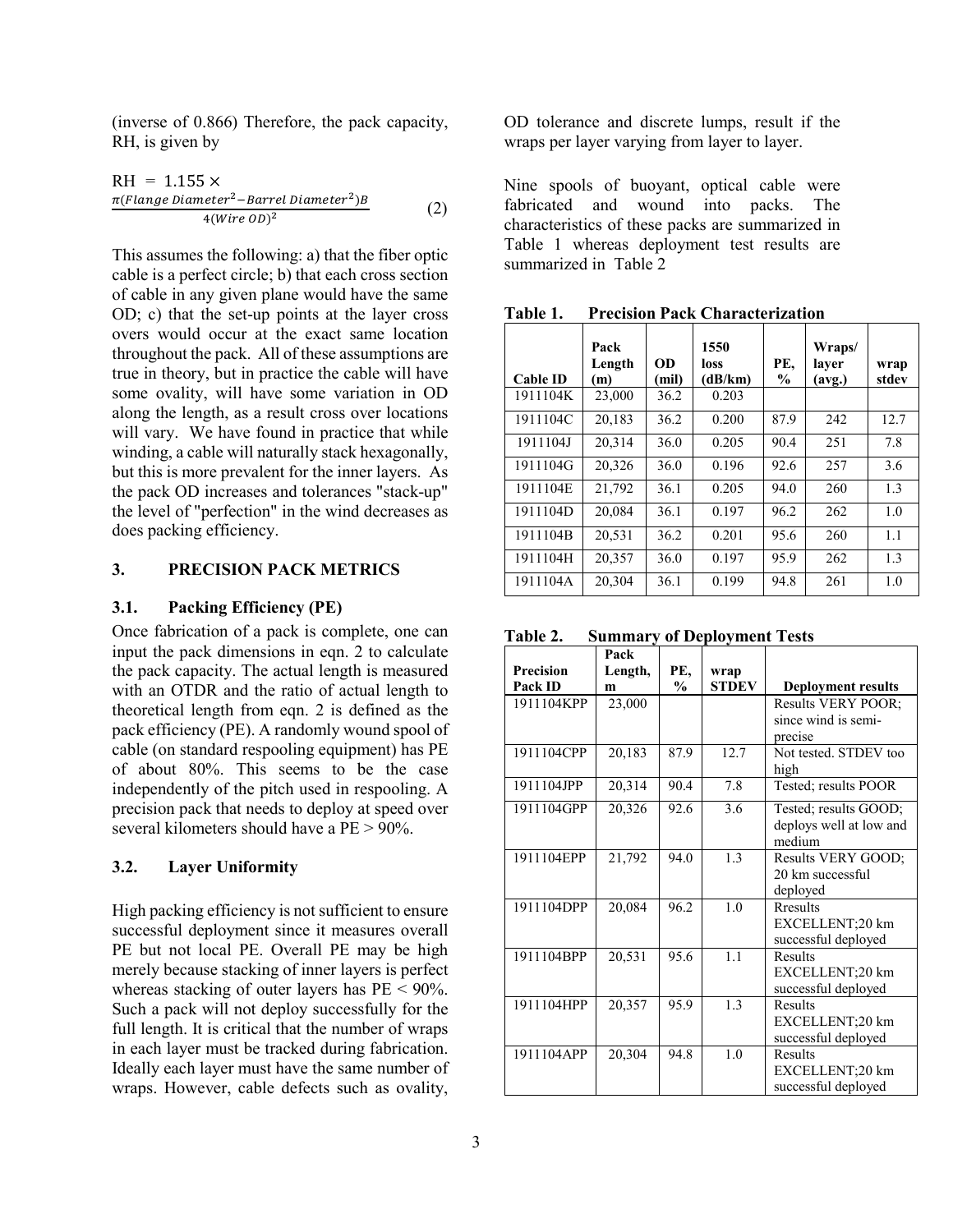(inverse of 0.866) Therefore, the pack capacity, RH, is given by

$$RH = 1.155 \times \frac{\pi(Flange\ Diameter^2 - Barrel\ Diameter^2)B}{4(Wire\ OD)^2} \quad (2)$$

This assumes the following: a) that the fiber optic cable is a perfect circle; b) that each cross section of cable in any given plane would have the same OD; c) that the set-up points at the layer cross overs would occur at the exact same location throughout the pack. All of these assumptions are true in theory, but in practice the cable will have some ovality, will have some variation in OD along the length, as a result cross over locations will vary. We have found in practice that while winding, a cable will naturally stack hexagonally, but this is more prevalent for the inner layers. As the pack OD increases and tolerances "stack-up" the level of "perfection" in the wind decreases as does packing efficiency.

## 3. PRECISION PACK METRICS

### 3.1. Packing Efficiency (PE)

Once fabrication of a pack is complete, one can input the pack dimensions in eqn. 2 to calculate the pack capacity. The actual length is measured with an OTDR and the ratio of actual length to theoretical length from eqn. 2 is defined as the pack efficiency (PE). A randomly wound spool of cable (on standard respooling equipment) has PE of about 80%. This seems to be the case independently of the pitch used in respooling. A precision pack that needs to deploy at speed over several kilometers should have a PE > 90%.

### 3.2. Layer Uniformity

High packing efficiency is not sufficient to ensure successful deployment since it measures overall PE but not local PE. Overall PE may be high merely because stacking of inner layers is perfect whereas stacking of outer layers has PE < 90%. Such a pack will not deploy successfully for the full length. It is critical that the number of wraps in each layer must be tracked during fabrication. Ideally each layer must have the same number of wraps. However, cable defects such as ovality, OD tolerance and discrete lumps, result if the wraps per layer varying from layer to layer.

Nine spools of buoyant, optical cable were fabricated and wound into packs. The characteristics of these packs are summarized in Table 1 whereas deployment test results are summarized in Table 2

**Table 1. Precision Pack Characterization**

| Cable ID | Pack Length (m) | OD (mil) | 1550 loss (dB/km) | PE, % | Wraps/ layer (avg.) | wrap stdev |
|---|---|---|---|---|---|---|
| 1911104K | 23,000 | 36.2 | 0.203 | | | |
| 1911104C | 20,183 | 36.2 | 0.200 | 87.9 | 242 | 12.7 |
| 1911104J | 20,314 | 36.0 | 0.205 | 90.4 | 251 | 7.8 |
| 1911104G | 20,326 | 36.0 | 0.196 | 92.6 | 257 | 3.6 |
| 1911104E | 21,792 | 36.1 | 0.205 | 94.0 | 260 | 1.3 |
| 1911104D | 20,084 | 36.1 | 0.197 | 96.2 | 262 | 1.0 |
| 1911104B | 20,531 | 36.2 | 0.201 | 95.6 | 260 | 1.1 |
| 1911104H | 20,357 | 36.0 | 0.197 | 95.9 | 262 | 1.3 |
| 1911104A | 20,304 | 36.1 | 0.199 | 94.8 | 261 | 1.0 |

**Table 2. Summary of Deployment Tests**

| Precision Pack ID | Pack Length, m | PE, % | wrap STDEV | Deployment results |
|---|---|---|---|---|
| 1911104KPP | 23,000 | | | Results VERY POOR; since wind is semi-precise |
| 1911104CPP | 20,183 | 87.9 | 12.7 | Not tested. STDEV too high |
| 1911104JPP | 20,314 | 90.4 | 7.8 | Tested; results POOR |
| 1911104GPP | 20,326 | 92.6 | 3.6 | Tested; results GOOD; deploys well at low and medium |
| 1911104EPP | 21,792 | 94.0 | 1.3 | Results VERY GOOD; 20 km successful deployed |
| 1911104DPP | 20,084 | 96.2 | 1.0 | Rresults EXCELLENT;20 km successful deployed |
| 1911104BPP | 20,531 | 95.6 | 1.1 | Results EXCELLENT;20 km successful deployed |
| 1911104HPP | 20,357 | 95.9 | 1.3 | Results EXCELLENT;20 km successful deployed |
| 1911104APP | 20,304 | 94.8 | 1.0 | Results EXCELLENT;20 km successful deployed |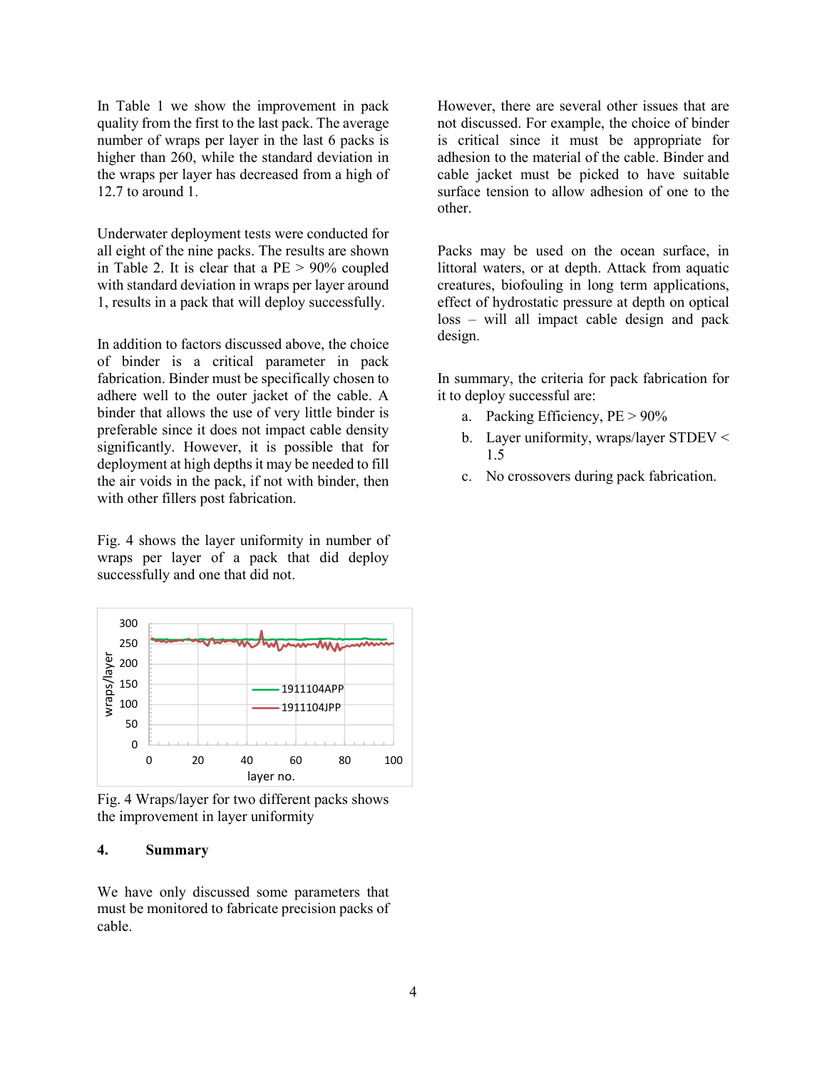In Table 1 we show the improvement in pack quality from the first to the last pack. The average number of wraps per layer in the last 6 packs is higher than 260, while the standard deviation in the wraps per layer has decreased from a high of 12.7 to around 1.

Underwater deployment tests were conducted for all eight of the nine packs. The results are shown in Table 2. It is clear that a PE > 90% coupled with standard deviation in wraps per layer around 1, results in a pack that will deploy successfully.

In addition to factors discussed above, the choice of binder is a critical parameter in pack fabrication. Binder must be specifically chosen to adhere well to the outer jacket of the cable. A binder that allows the use of very little binder is preferable since it does not impact cable density significantly. However, it is possible that for deployment at high depths it may be needed to fill the air voids in the pack, if not with binder, then with other fillers post fabrication.

Fig. 4 shows the layer uniformity in number of wraps per layer of a pack that did deploy successfully and one that did not.

300
250
200
150
100
50
0
wraps/layer
0
20
40
60
80
100
layer no.
1911104APP
1911104JPP

Fig. 4 Wraps/layer for two different packs shows the improvement in layer uniformity

## 4. Summary

We have only discussed some parameters that must be monitored to fabricate precision packs of cable.

However, there are several other issues that are not discussed. For example, the choice of binder is critical since it must be appropriate for adhesion to the material of the cable. Binder and cable jacket must be picked to have suitable surface tension to allow adhesion of one to the other.

Packs may be used on the ocean surface, in littoral waters, or at depth. Attack from aquatic creatures, biofouling in long term applications, effect of hydrostatic pressure at depth on optical loss – will all impact cable design and pack design.

In summary, the criteria for pack fabrication for it to deploy successful are:

a. Packing Efficiency, PE > 90%
b. Layer uniformity, wraps/layer STDEV < 1.5
c. No crossovers during pack fabrication.